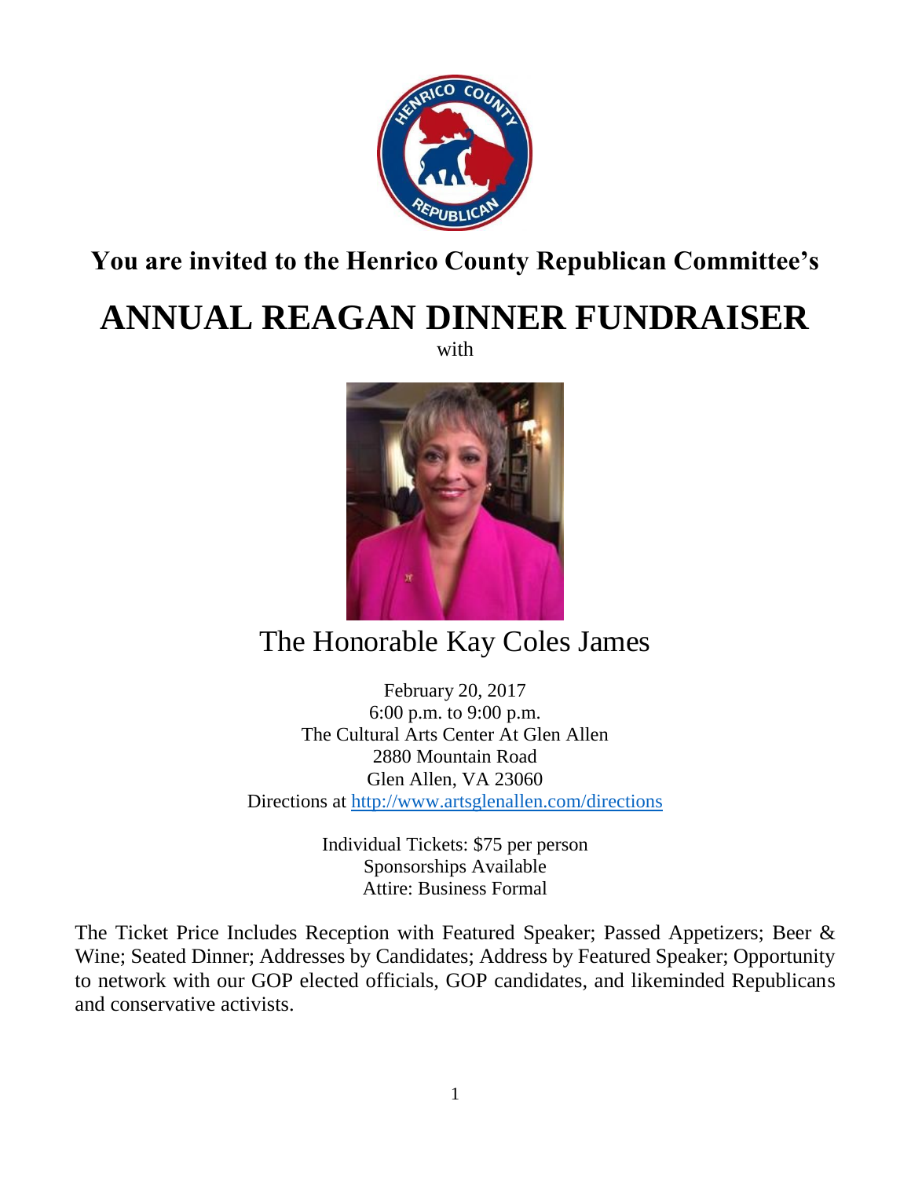**You are invited to the Henrico County Republican Committee's**

# ANNUAL REAGAN DINNER FUNDRAISER

with

## The Honorable Kay Coles James

February 20, 2017
6:00 p.m. to 9:00 p.m.
The Cultural Arts Center At Glen Allen
2880 Mountain Road
Glen Allen, VA 23060
Directions at http://www.artsglenallen.com/directions

Individual Tickets: $75 per person
Sponsorships Available
Attire: Business Formal

The Ticket Price Includes Reception with Featured Speaker; Passed Appetizers; Beer & Wine; Seated Dinner; Addresses by Candidates; Address by Featured Speaker; Opportunity to network with our GOP elected officials, GOP candidates, and likeminded Republicans and conservative activists.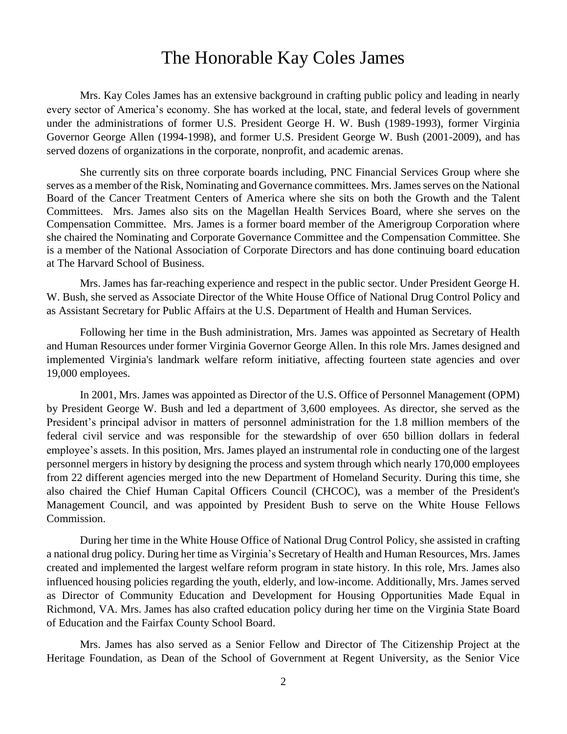# The Honorable Kay Coles James

Mrs. Kay Coles James has an extensive background in crafting public policy and leading in nearly every sector of America's economy. She has worked at the local, state, and federal levels of government under the administrations of former U.S. President George H. W. Bush (1989-1993), former Virginia Governor George Allen (1994-1998), and former U.S. President George W. Bush (2001-2009), and has served dozens of organizations in the corporate, nonprofit, and academic arenas.

She currently sits on three corporate boards including, PNC Financial Services Group where she serves as a member of the Risk, Nominating and Governance committees. Mrs. James serves on the National Board of the Cancer Treatment Centers of America where she sits on both the Growth and the Talent Committees. Mrs. James also sits on the Magellan Health Services Board, where she serves on the Compensation Committee. Mrs. James is a former board member of the Amerigroup Corporation where she chaired the Nominating and Corporate Governance Committee and the Compensation Committee. She is a member of the National Association of Corporate Directors and has done continuing board education at The Harvard School of Business.

Mrs. James has far-reaching experience and respect in the public sector. Under President George H. W. Bush, she served as Associate Director of the White House Office of National Drug Control Policy and as Assistant Secretary for Public Affairs at the U.S. Department of Health and Human Services.

Following her time in the Bush administration, Mrs. James was appointed as Secretary of Health and Human Resources under former Virginia Governor George Allen. In this role Mrs. James designed and implemented Virginia's landmark welfare reform initiative, affecting fourteen state agencies and over 19,000 employees.

In 2001, Mrs. James was appointed as Director of the U.S. Office of Personnel Management (OPM) by President George W. Bush and led a department of 3,600 employees. As director, she served as the President's principal advisor in matters of personnel administration for the 1.8 million members of the federal civil service and was responsible for the stewardship of over 650 billion dollars in federal employee's assets. In this position, Mrs. James played an instrumental role in conducting one of the largest personnel mergers in history by designing the process and system through which nearly 170,000 employees from 22 different agencies merged into the new Department of Homeland Security. During this time, she also chaired the Chief Human Capital Officers Council (CHCOC), was a member of the President's Management Council, and was appointed by President Bush to serve on the White House Fellows Commission.

During her time in the White House Office of National Drug Control Policy, she assisted in crafting a national drug policy. During her time as Virginia's Secretary of Health and Human Resources, Mrs. James created and implemented the largest welfare reform program in state history. In this role, Mrs. James also influenced housing policies regarding the youth, elderly, and low-income. Additionally, Mrs. James served as Director of Community Education and Development for Housing Opportunities Made Equal in Richmond, VA. Mrs. James has also crafted education policy during her time on the Virginia State Board of Education and the Fairfax County School Board.

Mrs. James has also served as a Senior Fellow and Director of The Citizenship Project at the Heritage Foundation, as Dean of the School of Government at Regent University, as the Senior Vice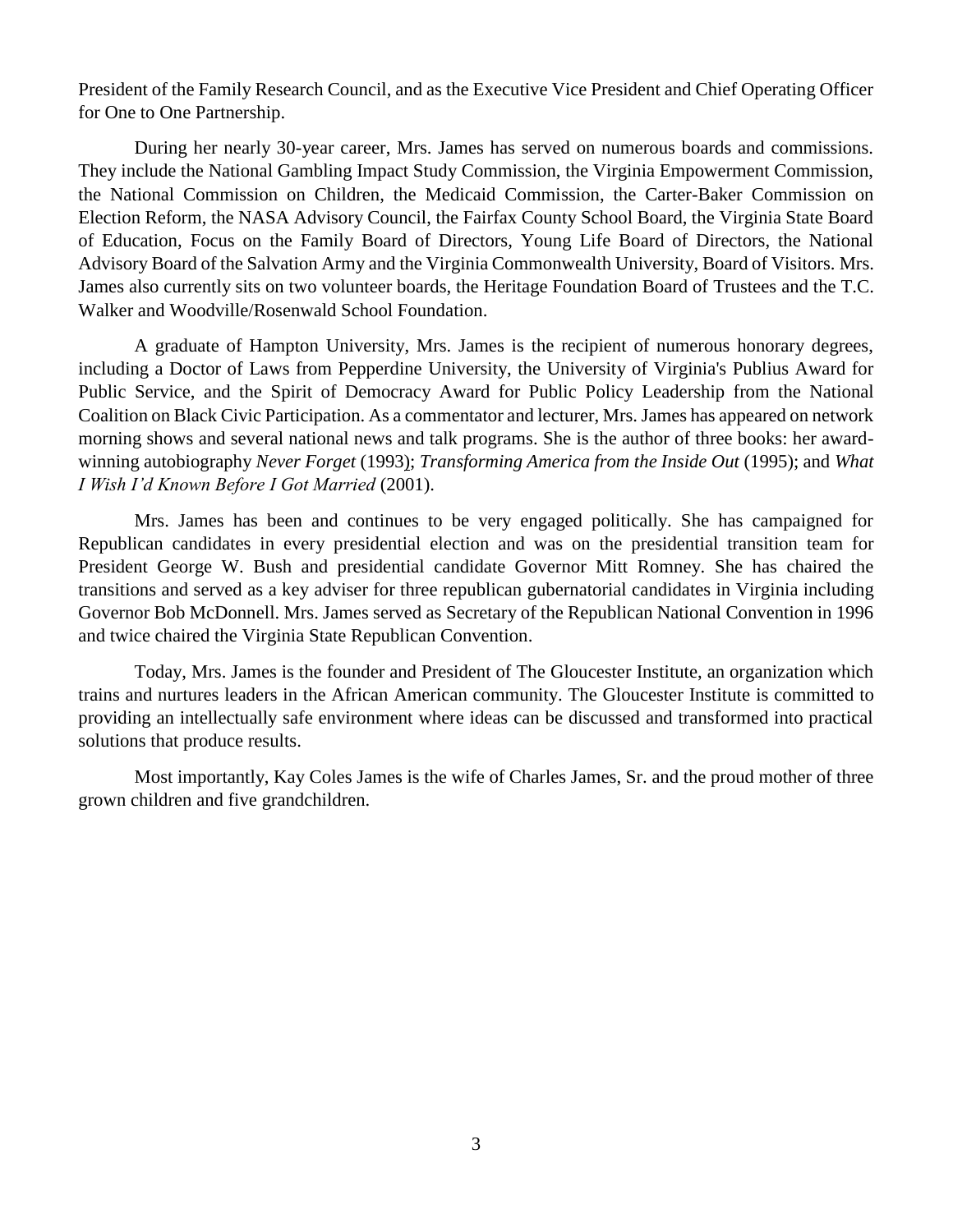President of the Family Research Council, and as the Executive Vice President and Chief Operating Officer for One to One Partnership.

During her nearly 30-year career, Mrs. James has served on numerous boards and commissions. They include the National Gambling Impact Study Commission, the Virginia Empowerment Commission, the National Commission on Children, the Medicaid Commission, the Carter-Baker Commission on Election Reform, the NASA Advisory Council, the Fairfax County School Board, the Virginia State Board of Education, Focus on the Family Board of Directors, Young Life Board of Directors, the National Advisory Board of the Salvation Army and the Virginia Commonwealth University, Board of Visitors. Mrs. James also currently sits on two volunteer boards, the Heritage Foundation Board of Trustees and the T.C. Walker and Woodville/Rosenwald School Foundation.

A graduate of Hampton University, Mrs. James is the recipient of numerous honorary degrees, including a Doctor of Laws from Pepperdine University, the University of Virginia's Publius Award for Public Service, and the Spirit of Democracy Award for Public Policy Leadership from the National Coalition on Black Civic Participation. As a commentator and lecturer, Mrs. James has appeared on network morning shows and several national news and talk programs. She is the author of three books: her award-winning autobiography *Never Forget* (1993); *Transforming America from the Inside Out* (1995); and *What I Wish I'd Known Before I Got Married* (2001).

Mrs. James has been and continues to be very engaged politically. She has campaigned for Republican candidates in every presidential election and was on the presidential transition team for President George W. Bush and presidential candidate Governor Mitt Romney. She has chaired the transitions and served as a key adviser for three republican gubernatorial candidates in Virginia including Governor Bob McDonnell. Mrs. James served as Secretary of the Republican National Convention in 1996 and twice chaired the Virginia State Republican Convention.

Today, Mrs. James is the founder and President of The Gloucester Institute, an organization which trains and nurtures leaders in the African American community. The Gloucester Institute is committed to providing an intellectually safe environment where ideas can be discussed and transformed into practical solutions that produce results.

Most importantly, Kay Coles James is the wife of Charles James, Sr. and the proud mother of three grown children and five grandchildren.